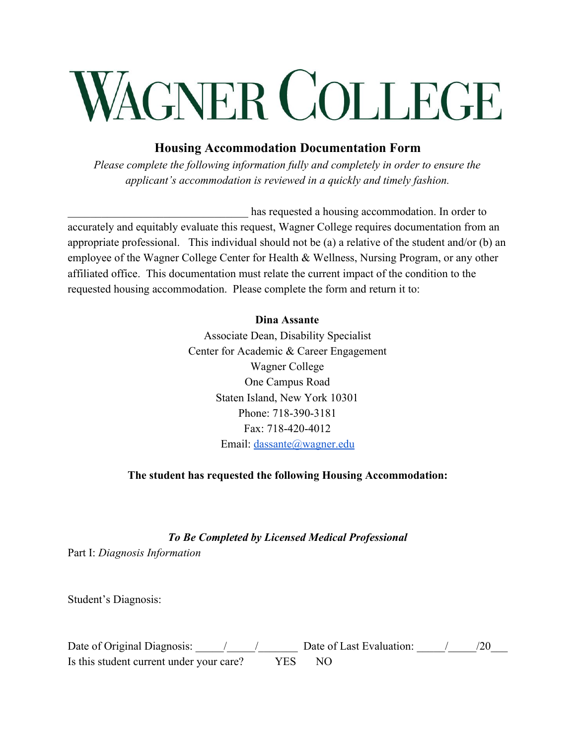# WAGNER COLLEGE

## Housing Accommodation Documentation Form

*Please complete the following information fully and completely in order to ensure the applicant's accommodation is reviewed in a quickly and timely fashion.*

________________________________ has requested a housing accommodation. In order to accurately and equitably evaluate this request, Wagner College requires documentation from an appropriate professional. This individual should not be (a) a relative of the student and/or (b) an employee of the Wagner College Center for Health & Wellness, Nursing Program, or any other affiliated office. This documentation must relate the current impact of the condition to the requested housing accommodation. Please complete the form and return it to:

**Dina Assante**
Associate Dean, Disability Specialist
Center for Academic & Career Engagement
Wagner College
One Campus Road
Staten Island, New York 10301
Phone: 718-390-3181
Fax: 718-420-4012
Email: dassante@wagner.edu

**The student has requested the following Housing Accommodation:**

***To Be Completed by Licensed Medical Professional***

Part I: *Diagnosis Information*

Student's Diagnosis:

Date of Original Diagnosis: _____/_____/_______ Date of Last Evaluation: _____/_____/20___

Is this student current under your care? YES NO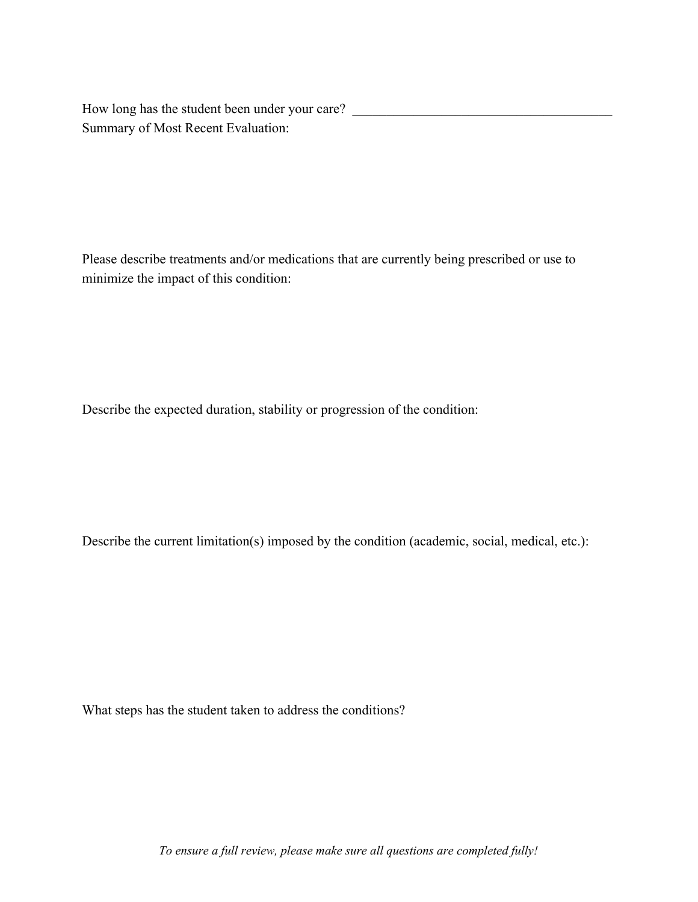How long has the student been under your care? ______________________________________

Summary of Most Recent Evaluation:

Please describe treatments and/or medications that are currently being prescribed or use to minimize the impact of this condition:

Describe the expected duration, stability or progression of the condition:

Describe the current limitation(s) imposed by the condition (academic, social, medical, etc.):

What steps has the student taken to address the conditions?

*To ensure a full review, please make sure all questions are completed fully!*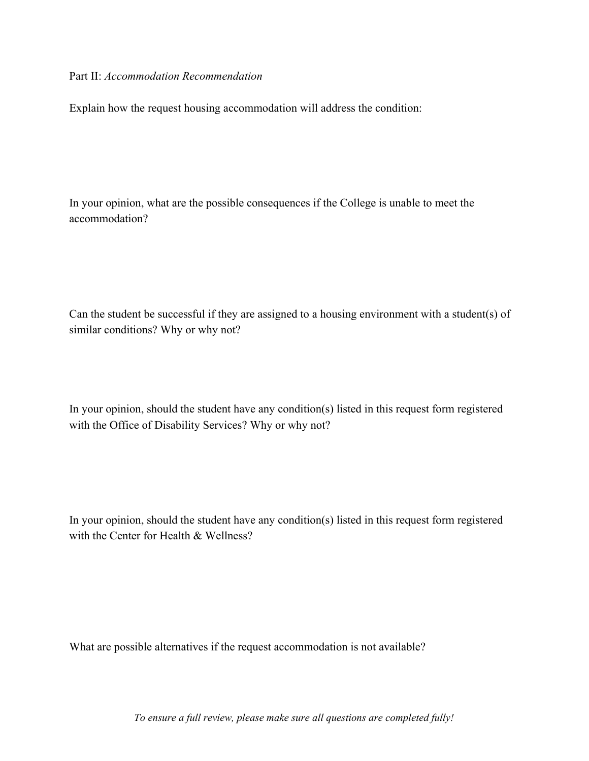Part II: *Accommodation Recommendation*

Explain how the request housing accommodation will address the condition:

In your opinion, what are the possible consequences if the College is unable to meet the accommodation?

Can the student be successful if they are assigned to a housing environment with a student(s) of similar conditions? Why or why not?

In your opinion, should the student have any condition(s) listed in this request form registered with the Office of Disability Services? Why or why not?

In your opinion, should the student have any condition(s) listed in this request form registered with the Center for Health & Wellness?

What are possible alternatives if the request accommodation is not available?

*To ensure a full review, please make sure all questions are completed fully!*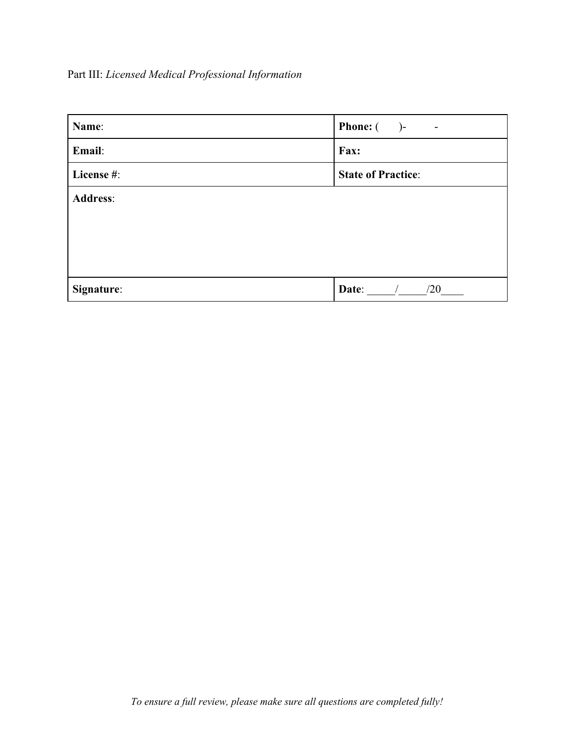Part III: *Licensed Medical Professional Information*

| | |
|---|---|
| **Name**: | **Phone:** (     )-     - |
| **Email**: | **Fax:** |
| **License #**: | **State of Practice**: |
| **Address**: | |
| **Signature**: | **Date**: _____/_____/20____ |

*To ensure a full review, please make sure all questions are completed fully!*